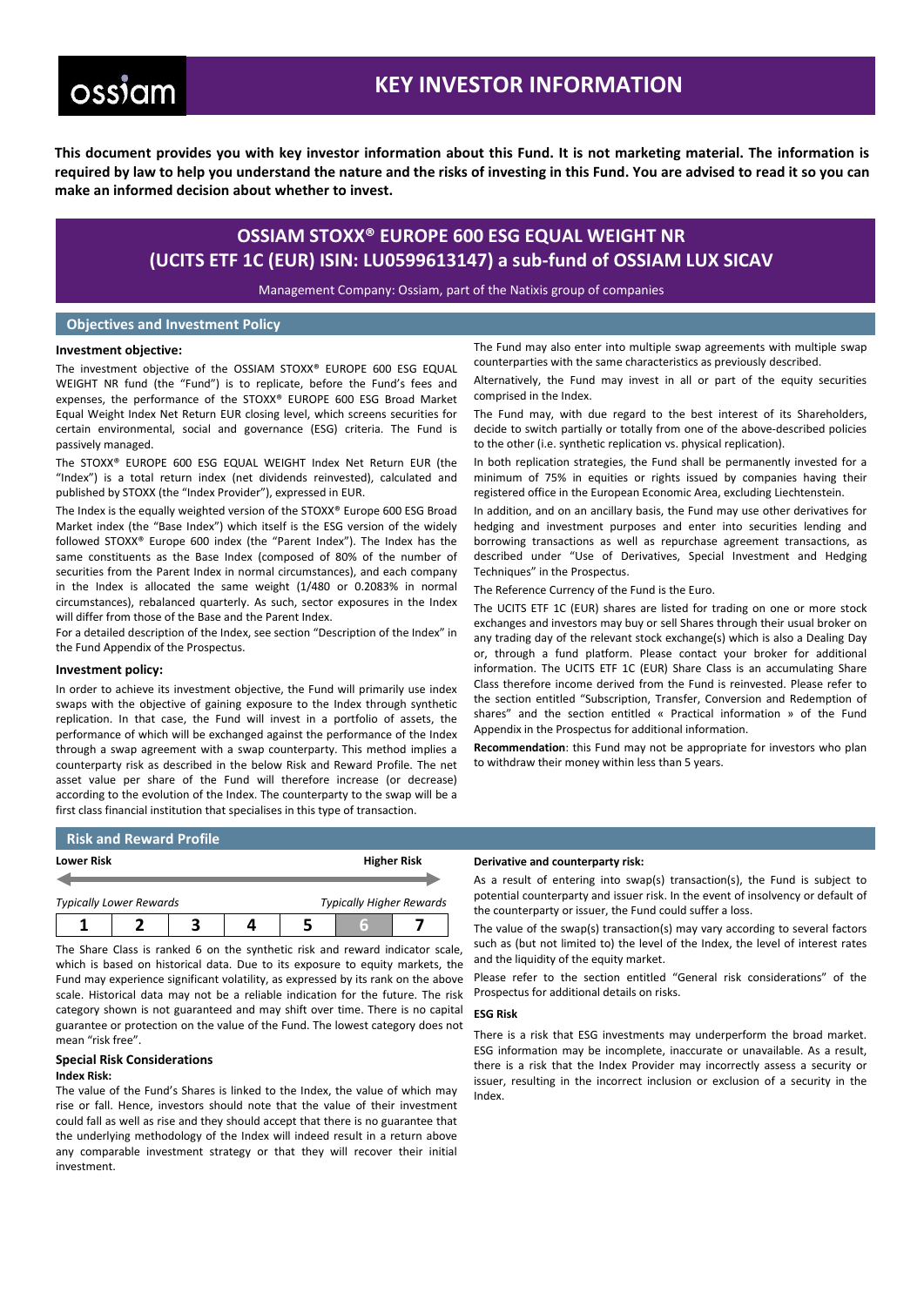ossiam

# KEY INVESTOR INFORMATION

**This document provides you with key investor information about this Fund. It is not marketing material. The information is required by law to help you understand the nature and the risks of investing in this Fund. You are advised to read it so you can make an informed decision about whether to invest.**

## OSSIAM STOXX® EUROPE 600 ESG EQUAL WEIGHT NR (UCITS ETF 1C (EUR) ISIN: LU0599613147) a sub-fund of OSSIAM LUX SICAV

Management Company: Ossiam, part of the Natixis group of companies

## Objectives and Investment Policy

### Investment objective:

The investment objective of the OSSIAM STOXX® EUROPE 600 ESG EQUAL WEIGHT NR fund (the "Fund") is to replicate, before the Fund's fees and expenses, the performance of the STOXX® EUROPE 600 ESG Broad Market Equal Weight Index Net Return EUR closing level, which screens securities for certain environmental, social and governance (ESG) criteria. The Fund is passively managed.

The STOXX® EUROPE 600 ESG EQUAL WEIGHT Index Net Return EUR (the "Index") is a total return index (net dividends reinvested), calculated and published by STOXX (the "Index Provider"), expressed in EUR.

The Index is the equally weighted version of the STOXX® Europe 600 ESG Broad Market index (the "Base Index") which itself is the ESG version of the widely followed STOXX® Europe 600 index (the "Parent Index"). The Index has the same constituents as the Base Index (composed of 80% of the number of securities from the Parent Index in normal circumstances), and each company in the Index is allocated the same weight (1/480 or 0.2083% in normal circumstances), rebalanced quarterly. As such, sector exposures in the Index will differ from those of the Base and the Parent Index.

For a detailed description of the Index, see section "Description of the Index" in the Fund Appendix of the Prospectus.

### Investment policy:

In order to achieve its investment objective, the Fund will primarily use index swaps with the objective of gaining exposure to the Index through synthetic replication. In that case, the Fund will invest in a portfolio of assets, the performance of which will be exchanged against the performance of the Index through a swap agreement with a swap counterparty. This method implies a counterparty risk as described in the below Risk and Reward Profile. The net asset value per share of the Fund will therefore increase (or decrease) according to the evolution of the Index. The counterparty to the swap will be a first class financial institution that specialises in this type of transaction.

The Fund may also enter into multiple swap agreements with multiple swap counterparties with the same characteristics as previously described.

Alternatively, the Fund may invest in all or part of the equity securities comprised in the Index.

The Fund may, with due regard to the best interest of its Shareholders, decide to switch partially or totally from one of the above-described policies to the other (i.e. synthetic replication vs. physical replication).

In both replication strategies, the Fund shall be permanently invested for a minimum of 75% in equities or rights issued by companies having their registered office in the European Economic Area, excluding Liechtenstein.

In addition, and on an ancillary basis, the Fund may use other derivatives for hedging and investment purposes and enter into securities lending and borrowing transactions as well as repurchase agreement transactions, as described under "Use of Derivatives, Special Investment and Hedging Techniques" in the Prospectus.

The Reference Currency of the Fund is the Euro.

The UCITS ETF 1C (EUR) shares are listed for trading on one or more stock exchanges and investors may buy or sell Shares through their usual broker on any trading day of the relevant stock exchange(s) which is also a Dealing Day or, through a fund platform. Please contact your broker for additional information. The UCITS ETF 1C (EUR) Share Class is an accumulating Share Class therefore income derived from the Fund is reinvested. Please refer to the section entitled "Subscription, Transfer, Conversion and Redemption of shares" and the section entitled « Practical information » of the Fund Appendix in the Prospectus for additional information.

**Recommendation**: this Fund may not be appropriate for investors who plan to withdraw their money within less than 5 years.

## Risk and Reward Profile

**Lower Risk** — **Higher Risk**

*Typically Lower Rewards* — *Typically Higher Rewards*

| 1 | 2 | 3 | 4 | 5 | 6 | 7 |
|---|---|---|---|---|---|---|

The Share Class is ranked 6 on the synthetic risk and reward indicator scale, which is based on historical data. Due to its exposure to equity markets, the Fund may experience significant volatility, as expressed by its rank on the above scale. Historical data may not be a reliable indication for the future. The risk category shown is not guaranteed and may shift over time. There is no capital guarantee or protection on the value of the Fund. The lowest category does not mean "risk free".

### Special Risk Considerations

**Index Risk:**

The value of the Fund's Shares is linked to the Index, the value of which may rise or fall. Hence, investors should note that the value of their investment could fall as well as rise and they should accept that there is no guarantee that the underlying methodology of the Index will indeed result in a return above any comparable investment strategy or that they will recover their initial investment.

**Derivative and counterparty risk:**

As a result of entering into swap(s) transaction(s), the Fund is subject to potential counterparty and issuer risk. In the event of insolvency or default of the counterparty or issuer, the Fund could suffer a loss.

The value of the swap(s) transaction(s) may vary according to several factors such as (but not limited to) the level of the Index, the level of interest rates and the liquidity of the equity market.

Please refer to the section entitled "General risk considerations" of the Prospectus for additional details on risks.

**ESG Risk**

There is a risk that ESG investments may underperform the broad market. ESG information may be incomplete, inaccurate or unavailable. As a result, there is a risk that the Index Provider may incorrectly assess a security or issuer, resulting in the incorrect inclusion or exclusion of a security in the Index.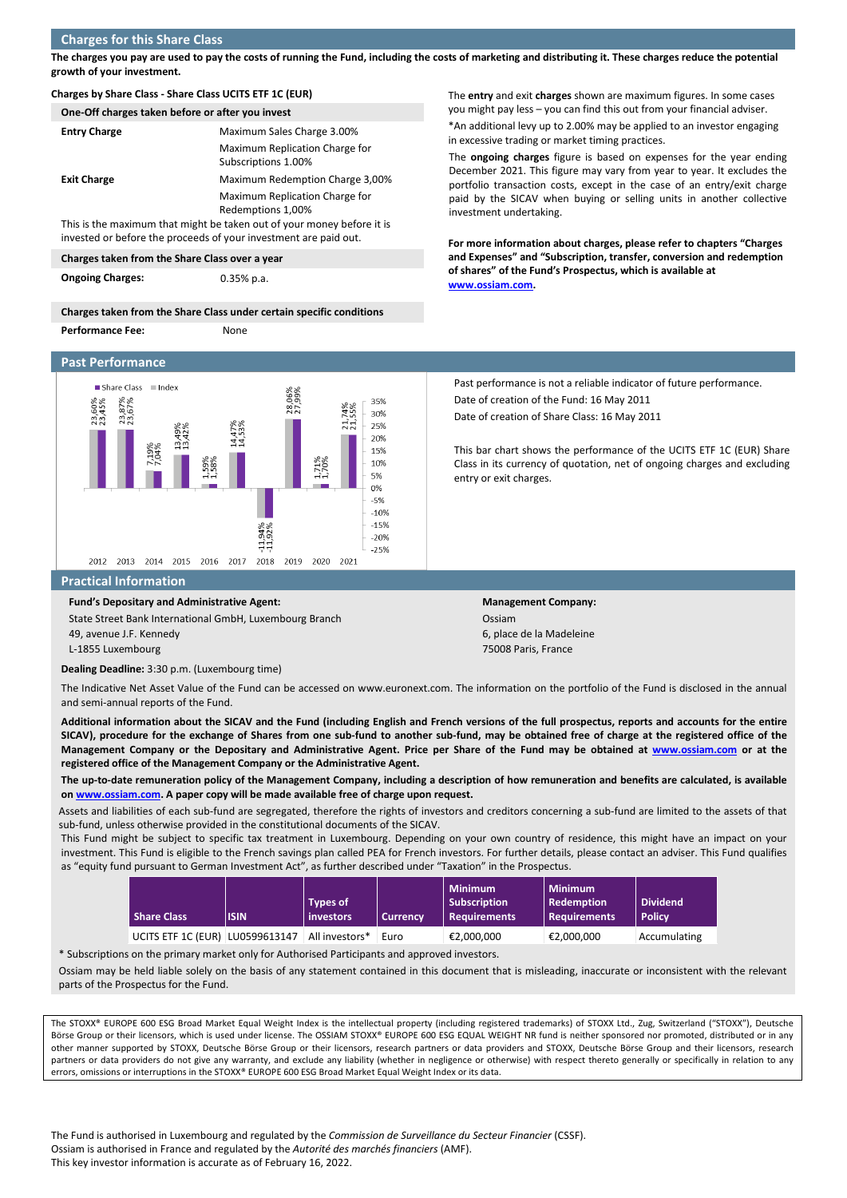## Charges for this Share Class

**The charges you pay are used to pay the costs of running the Fund, including the costs of marketing and distributing it. These charges reduce the potential growth of your investment.**

**Charges by Share Class - Share Class UCITS ETF 1C (EUR)**

| One-Off charges taken before or after you invest | |
|---|---|
| **Entry Charge** | Maximum Sales Charge 3.00% |
| | Maximum Replication Charge for Subscriptions 1.00% |
| **Exit Charge** | Maximum Redemption Charge 3,00% |
| | Maximum Replication Charge for Redemptions 1,00% |

This is the maximum that might be taken out of your money before it is invested or before the proceeds of your investment are paid out.

| Charges taken from the Share Class over a year | |
|---|---|
| **Ongoing Charges:** | 0.35% p.a. |

| Charges taken from the Share Class under certain specific conditions | |
|---|---|
| **Performance Fee:** | None |

The **entry** and exit **charges** shown are maximum figures. In some cases you might pay less – you can find this out from your financial adviser.

*An additional levy up to 2.00% may be applied to an investor engaging in excessive trading or market timing practices.

The **ongoing charges** figure is based on expenses for the year ending December 2021. This figure may vary from year to year. It excludes the portfolio transaction costs, except in the case of an entry/exit charge paid by the SICAV when buying or selling units in another collective investment undertaking.

**For more information about charges, please refer to chapters "Charges and Expenses" and "Subscription, transfer, conversion and redemption of shares" of the Fund's Prospectus, which is available at [www.ossiam.com](www.ossiam.com).**

## Past Performance

Share Class  Index

2012: 23,60% 23,45%
2013: 23,87% 23,67%
2014: 7,19% 7,04%
2015: 13,49% 13,42%
2016: 1,59% 1,58%
2017: 14,47% 14,53%
2018: -11,94% -11,92%
2019: 28,06% 27,99%
2020: 1,71% 1,70%
2021: 21,74% 21,55%

35% 30% 25% 20% 15% 10% 5% 0% -5% -10% -15% -20% -25%

Past performance is not a reliable indicator of future performance.

Date of creation of the Fund: 16 May 2011

Date of creation of Share Class: 16 May 2011

This bar chart shows the performance of the UCITS ETF 1C (EUR) Share Class in its currency of quotation, net of ongoing charges and excluding entry or exit charges.

## Practical Information

**Fund's Depositary and Administrative Agent:**
State Street Bank International GmbH, Luxembourg Branch
49, avenue J.F. Kennedy
L-1855 Luxembourg

**Management Company:**
Ossiam
6, place de la Madeleine
75008 Paris, France

**Dealing Deadline:** 3:30 p.m. (Luxembourg time)

The Indicative Net Asset Value of the Fund can be accessed on www.euronext.com. The information on the portfolio of the Fund is disclosed in the annual and semi-annual reports of the Fund.

**Additional information about the SICAV and the Fund (including English and French versions of the full prospectus, reports and accounts for the entire SICAV), procedure for the exchange of Shares from one sub-fund to another sub-fund, may be obtained free of charge at the registered office of the Management Company or the Depositary and Administrative Agent. Price per Share of the Fund may be obtained at [www.ossiam.com](www.ossiam.com) or at the registered office of the Management Company or the Administrative Agent.**

**The up-to-date remuneration policy of the Management Company, including a description of how remuneration and benefits are calculated, is available on [www.ossiam.com](www.ossiam.com). A paper copy will be made available free of charge upon request.**

Assets and liabilities of each sub-fund are segregated, therefore the rights of investors and creditors concerning a sub-fund are limited to the assets of that sub-fund, unless otherwise provided in the constitutional documents of the SICAV.

This Fund might be subject to specific tax treatment in Luxembourg. Depending on your own country of residence, this might have an impact on your investment. This Fund is eligible to the French savings plan called PEA for French investors. For further details, please contact an adviser. This Fund qualifies as "equity fund pursuant to German Investment Act", as further described under "Taxation" in the Prospectus.

| Share Class | ISIN | Types of investors | Currency | Minimum Subscription Requirements | Minimum Redemption Requirements | Dividend Policy |
|---|---|---|---|---|---|---|
| UCITS ETF 1C (EUR) | LU0599613147 | All investors* | Euro | €2,000,000 | €2,000,000 | Accumulating |

\* Subscriptions on the primary market only for Authorised Participants and approved investors.

Ossiam may be held liable solely on the basis of any statement contained in this document that is misleading, inaccurate or inconsistent with the relevant parts of the Prospectus for the Fund.

The STOXX® EUROPE 600 ESG Broad Market Equal Weight Index is the intellectual property (including registered trademarks) of STOXX Ltd., Zug, Switzerland ("STOXX"), Deutsche Börse Group or their licensors, which is used under license. The OSSIAM STOXX® EUROPE 600 ESG EQUAL WEIGHT NR fund is neither sponsored nor promoted, distributed or in any other manner supported by STOXX, Deutsche Börse Group or their licensors, research partners or data providers and STOXX, Deutsche Börse Group and their licensors, research partners or data providers do not give any warranty, and exclude any liability (whether in negligence or otherwise) with respect thereto generally or specifically in relation to any errors, omissions or interruptions in the STOXX® EUROPE 600 ESG Broad Market Equal Weight Index or its data.

The Fund is authorised in Luxembourg and regulated by the *Commission de Surveillance du Secteur Financier* (CSSF).
Ossiam is authorised in France and regulated by the *Autorité des marchés financiers* (AMF).
This key investor information is accurate as of February 16, 2022.